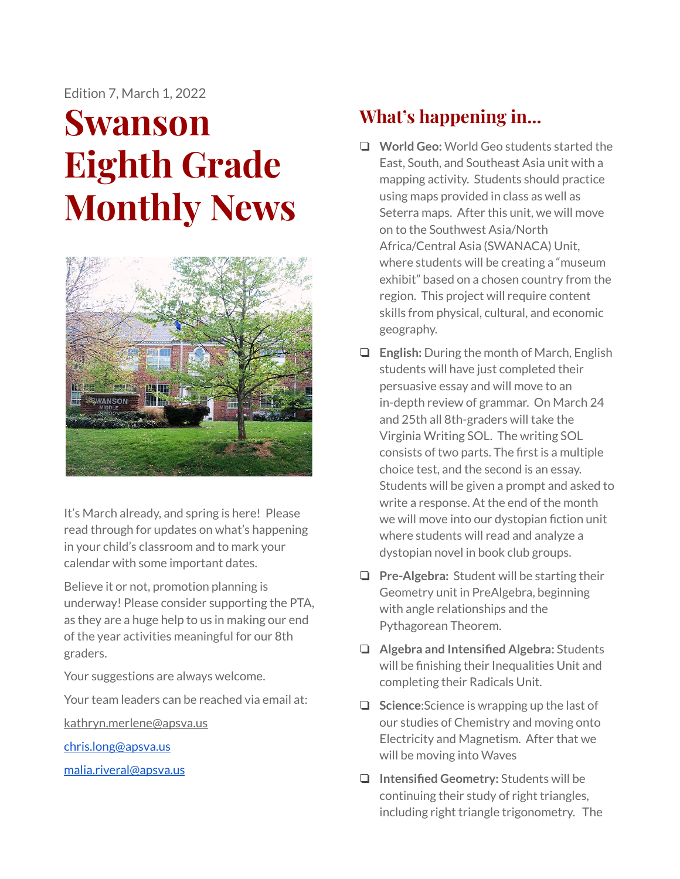Edition 7, March 1, 2022

# Swanson Eighth Grade Monthly News

It's March already, and spring is here! Please read through for updates on what's happening in your child's classroom and to mark your calendar with some important dates.

Believe it or not, promotion planning is underway! Please consider supporting the PTA, as they are a huge help to us in making our end of the year activities meaningful for our 8th graders.

Your suggestions are always welcome.

Your team leaders can be reached via email at:

kathryn.merlene@apsva.us

chris.long@apsva.us

malia.riveral@apsva.us

## What's happening in...

- **World Geo:** World Geo students started the East, South, and Southeast Asia unit with a mapping activity. Students should practice using maps provided in class as well as Seterra maps. After this unit, we will move on to the Southwest Asia/North Africa/Central Asia (SWANACA) Unit, where students will be creating a "museum exhibit" based on a chosen country from the region. This project will require content skills from physical, cultural, and economic geography.
- **English:** During the month of March, English students will have just completed their persuasive essay and will move to an in-depth review of grammar. On March 24 and 25th all 8th-graders will take the Virginia Writing SOL. The writing SOL consists of two parts. The first is a multiple choice test, and the second is an essay. Students will be given a prompt and asked to write a response. At the end of the month we will move into our dystopian fiction unit where students will read and analyze a dystopian novel in book club groups.
- **Pre-Algebra:** Student will be starting their Geometry unit in PreAlgebra, beginning with angle relationships and the Pythagorean Theorem.
- **Algebra and Intensified Algebra:** Students will be finishing their Inequalities Unit and completing their Radicals Unit.
- **Science**:Science is wrapping up the last of our studies of Chemistry and moving onto Electricity and Magnetism. After that we will be moving into Waves
- **Intensified Geometry:** Students will be continuing their study of right triangles, including right triangle trigonometry. The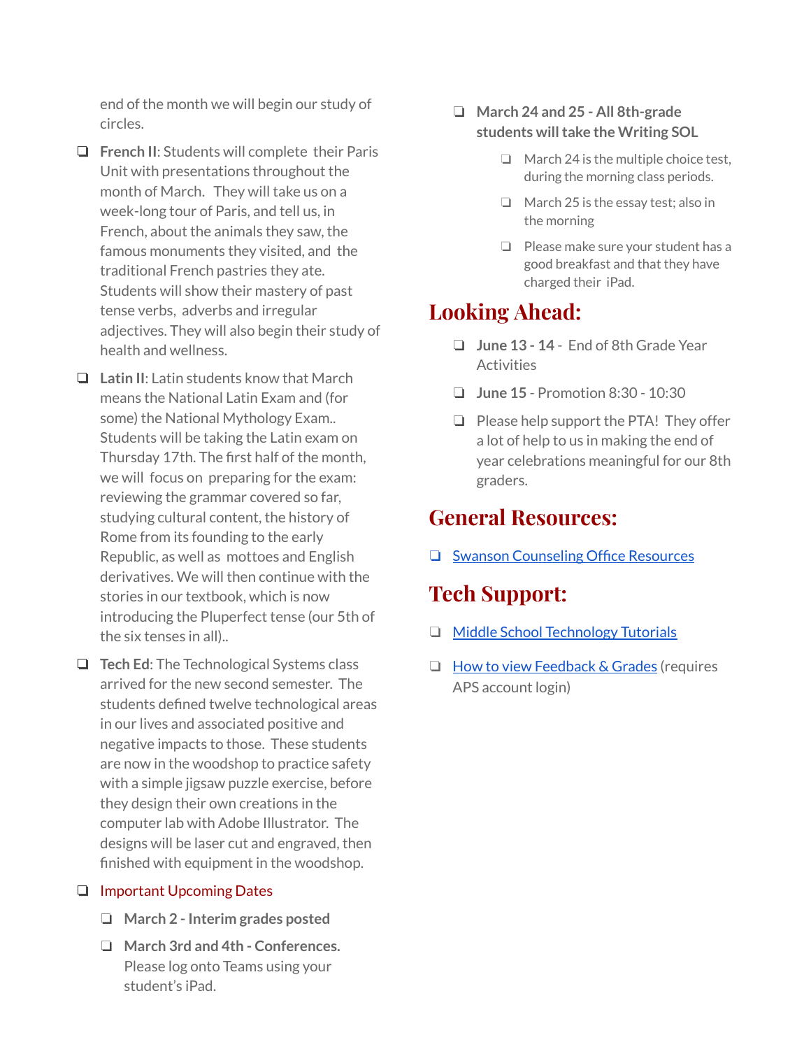end of the month we will begin our study of circles.

- **French II**: Students will complete their Paris Unit with presentations throughout the month of March. They will take us on a week-long tour of Paris, and tell us, in French, about the animals they saw, the famous monuments they visited, and the traditional French pastries they ate. Students will show their mastery of past tense verbs, adverbs and irregular adjectives. They will also begin their study of health and wellness.
- **Latin II**: Latin students know that March means the National Latin Exam and (for some) the National Mythology Exam.. Students will be taking the Latin exam on Thursday 17th. The first half of the month, we will focus on preparing for the exam: reviewing the grammar covered so far, studying cultural content, the history of Rome from its founding to the early Republic, as well as mottoes and English derivatives. We will then continue with the stories in our textbook, which is now introducing the Pluperfect tense (our 5th of the six tenses in all)..
- **Tech Ed**: The Technological Systems class arrived for the new second semester. The students defined twelve technological areas in our lives and associated positive and negative impacts to those. These students are now in the woodshop to practice safety with a simple jigsaw puzzle exercise, before they design their own creations in the computer lab with Adobe Illustrator. The designs will be laser cut and engraved, then finished with equipment in the woodshop.
- Important Upcoming Dates
    - **March 2 - Interim grades posted**
    - **March 3rd and 4th - Conferences.** Please log onto Teams using your student's iPad.
    - **March 24 and 25 - All 8th-grade students will take the Writing SOL**
        - March 24 is the multiple choice test, during the morning class periods.
        - March 25 is the essay test; also in the morning
        - Please make sure your student has a good breakfast and that they have charged their iPad.

## Looking Ahead:

- **June 13 - 14** - End of 8th Grade Year Activities
- **June 15** - Promotion 8:30 - 10:30
- Please help support the PTA! They offer a lot of help to us in making the end of year celebrations meaningful for our 8th graders.

## General Resources:

- Swanson Counseling Office Resources

## Tech Support:

- Middle School Technology Tutorials
- How to view Feedback & Grades (requires APS account login)